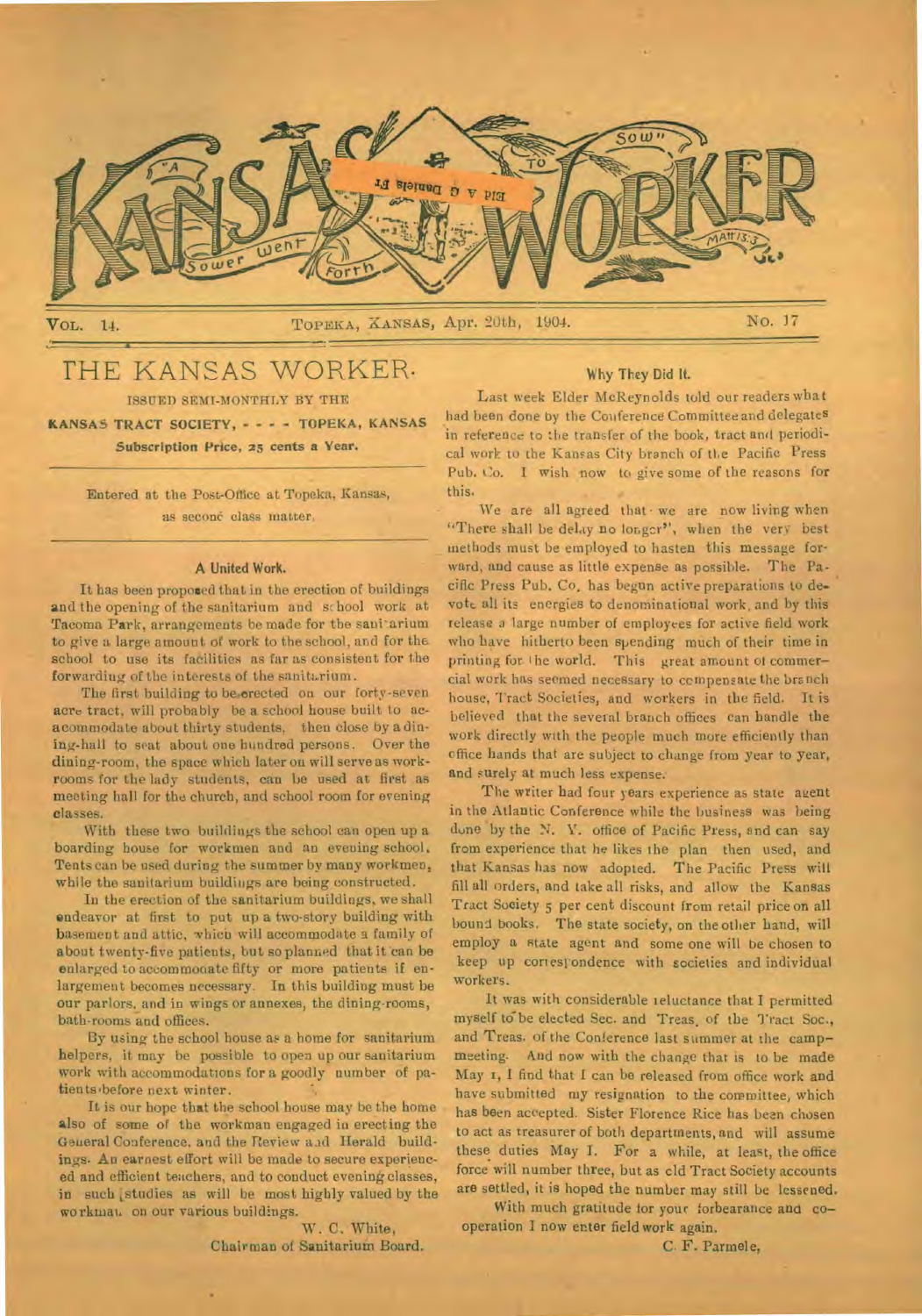# KANSAS WORKER

"A Sower went Forth" — "Sow" "To" Matt 13:3

VOL. 14. TOPEKA, KANSAS, Apr. 20th, 1904. NO. 17

## THE KANSAS WORKER.

ISSUED SEMI-MONTHLY BY THE

**KANSAS TRACT SOCIETY, - - - - TOPEKA, KANSAS**

**Subscription Price, 25 cents a Year.**

Entered at the Post-Office at Topeka, Kansas, as second class matter.

### A United Work.

It has been proposed that in the erection of buildings and the opening of the sanitarium and school work at Tacoma Park, arrangements be made for the sanitarium to give a large amount of work to the school, and for the school to use its facilities as far as consistent for the forwarding of the interests of the sanitarium.

The first building to be erected on our forty-seven acre tract, will probably be a school house built to accommodate about thirty students, then close by a dining-hall to seat about one hundred persons. Over the dining-room, the space which later on will serve as work-rooms for the lady students, can be used at first as meeting hall for the church, and school room for evening classes.

With these two buildings the school can open up a boarding house for workmen and an evening school. Tents can be used during the summer by many workmen, while the sanitarium buildings are being constructed.

In the erection of the sanitarium buildings, we shall endeavor at first to put up a two-story building with basement and attic, which will accommodate a family of about twenty-five patients, but so planned that it can be enlarged to accommodate fifty or more patients if enlargement becomes necessary. In this building must be our parlors, and in wings or annexes, the dining-rooms, bath-rooms and offices.

By using the school house as a home for sanitarium helpers, it may be possible to open up our sanitarium work with accommodations for a goodly number of patients before next winter.

It is our hope that the school house may be the home also of some of the workman engaged in erecting the General Conference, and the Review and Herald buildings. An earnest effort will be made to secure experienced and efficient teachers, and to conduct evening classes, in such studies as will be most highly valued by the workman on our various buildings.

W. C. White,
Chairman of Sanitarium Board.

### Why They Did It.

Last week Elder McReynolds told our readers what had been done by the Conference Committee and delegates in reference to the transfer of the book, tract and periodical work to the Kansas City branch of the Pacific Press Pub. Co. I wish now to give some of the reasons for this.

We are all agreed that we are now living when "There shall be delay no longer", when the very best methods must be employed to hasten this message forward, and cause as little expense as possible. The Pacific Press Pub. Co. has begun active preparations to devote all its energies to denominational work, and by this release a large number of employees for active field work who have hitherto been spending much of their time in printing for the world. This great amount of commercial work has seemed necessary to compensate the branch house, Tract Societies, and workers in the field. It is believed that the several branch offices can handle the work directly with the people much more efficiently than office hands that are subject to change from year to year, and surely at much less expense.

The writer had four years experience as state agent in the Atlantic Conference while the business was being done by the N. Y. office of Pacific Press, and can say from experience that he likes the plan then used, and that Kansas has now adopted. The Pacific Press will fill all orders, and take all risks, and allow the Kansas Tract Society 5 per cent discount from retail price on all bound books. The state society, on the other hand, will employ a state agent and some one will be chosen to keep up correspondence with societies and individual workers.

It was with considerable reluctance that I permitted myself to be elected Sec. and Treas. of the Tract Soc., and Treas. of the Conference last summer at the camp-meeting. And now with the change that is to be made May 1, I find that I can be released from office work and have submitted my resignation to the committee, which has been accepted. Sister Florence Rice has been chosen to act as treasurer of both departments, and will assume these duties May 1. For a while, at least, the office force will number three, but as old Tract Society accounts are settled, it is hoped the number may still be lessened.

With much gratitude for your forbearance and co-operation I now enter field work again.

C. F. Parmele,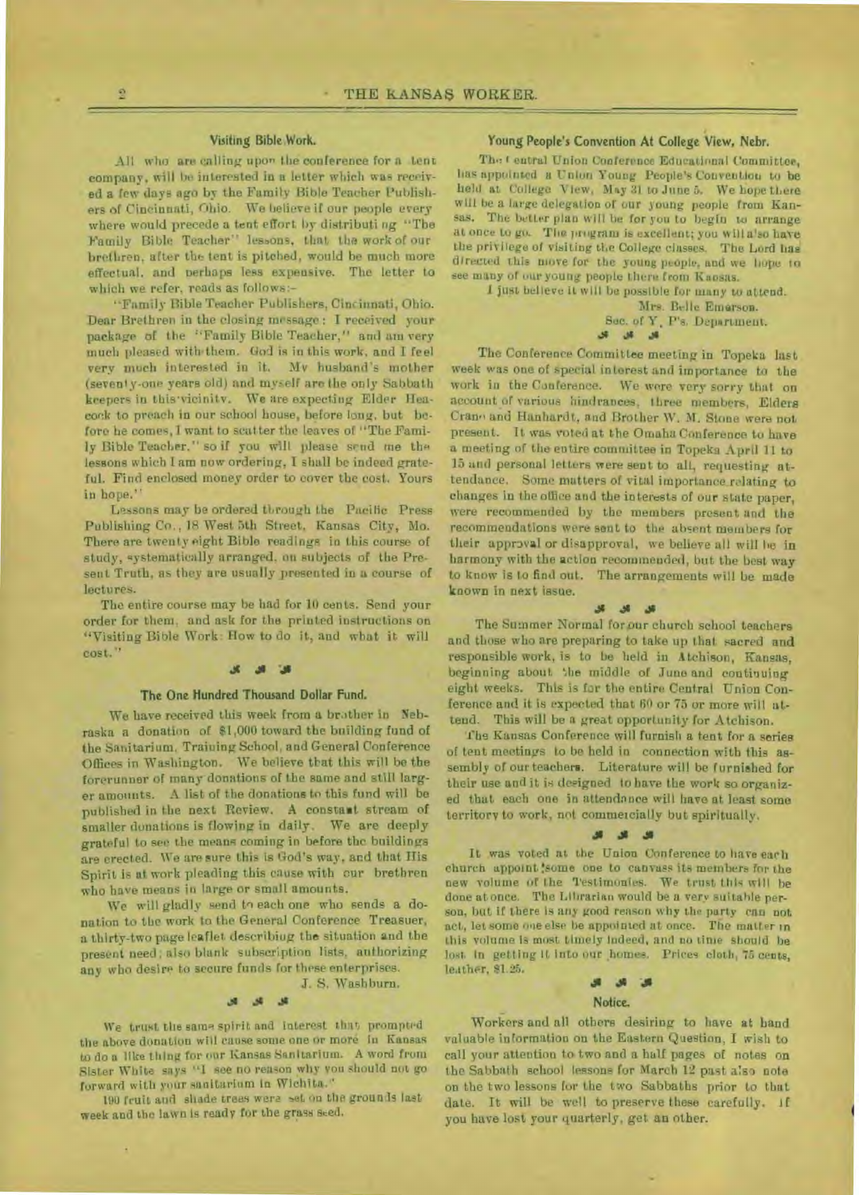### Visiting Bible Work.

All who are calling upon the conference for a tent company, will be interested in a letter which was received a few days ago by the Family Bible Teacher Publishers of Cincinnati, Ohio. We believe if our people every where would precede a tent effort by distributing "The Family Bible Teacher" lessons, that the work of our brethren, after the tent is pitched, would be much more effectual, and perhaps less expensive. The letter to which we refer, reads as follows:-

"Family Bible Teacher Publishers, Cincinnati, Ohio. Dear Brethren in the closing message: I received your package of the "Family Bible Teacher," and am very much pleased with them. God is in this work, and I feel very much interested in it. My husband's mother (seventy-one years old) and myself are the only Sabbath keepers in this vicinity. We are expecting Elder Heacock to preach in our school house, before long, but before he comes, I want to scatter the leaves of "The Family Bible Teacher," so if you will please send me the lessons which I am now ordering, I shall be indeed grateful. Find enclosed money order to cover the cost. Yours in hope."

Lessons may be ordered through the Pacific Press Publishing Co., 18 West 5th Street, Kansas City, Mo. There are twenty eight Bible readings in this course of study, systematically arranged, on subjects of the Present Truth, as they are usually presented in a course of lectures.

The entire course may be had for 10 cents. Send your order for them, and ask for the printed instructions on "Visiting Bible Work: How to do it, and what it will cost."

### The One Hundred Thousand Dollar Fund.

We have received this week from a brother in Nebraska a donation of $1,000 toward the building fund of the Sanitarium, Training School, and General Conference Offices in Washington. We believe that this will be the forerunner of many donations of the same and still larger amounts. A list of the donations to this fund will be published in the next Review. A constant stream of smaller donations is flowing in daily. We are deeply grateful to see the means coming in before the buildings are erected. We are sure this is God's way, and that His Spirit is at work pleading this cause with our brethren who have means in large or small amounts.

We will gladly send to each one who sends a donation to the work to the General Conference Treasuer, a thirty-two page leaflet describing the situation and the present need; also blank subscription lists, authorizing any who desire to secure funds for these enterprises.

J. S. Washburn.

We trust the same spirit and interest that prompted the above donation will cause some one or more in Kansas to do a like thing for our Kansas Sanitarium. A word from Sister White says "I see no reason why you should not go forward with your sanitarium in Wichita."

190 fruit and shade trees were set on the grounds last week and the lawn is ready for the grass seed.

### Young People's Convention At College View, Nebr.

The Central Union Conference Educational Committee, has appointed a Union Young People's Convention to be held at College View, May 31 to June 5. We hope there will be a large delegation of our young people from Kansas. The better plan will be for you to begin to arrange at once to go. The program is excellent; you will also have the privilege of visiting the College classes. The Lord has directed this move for the young people, and we hope to see many of our young people there from Kansas.

I just believe it will be possible for many to attend.

Mrs. Belle Emerson.
Sec. of Y. P's. Department.

The Conference Committee meeting in Topeka last week was one of special interest and importance to the work in the Conference. We were very sorry that on account of various hindrances, three members, Elders Crane and Hanhardt, and Brother W. M. Stone were not present. It was voted at the Omaha Conference to have a meeting of the entire committee in Topeka April 11 to 15 and personal letters were sent to all, requesting attendance. Some matters of vital importance relating to changes in the office and the interests of our state paper, were recommended by the members present and the recommendations were sent to the absent members for their approval or disapproval, we believe all will be in harmony with the action recommended, but the best way to know is to find out. The arrangements will be made known in next issue.

The Summer Normal for our church school teachers and those who are preparing to take up that sacred and responsible work, is to be held in Atchison, Kansas, beginning about the middle of June and continuing eight weeks. This is for the entire Central Union Conference and it is expected that 60 or 75 or more will attend. This will be a great opportunity for Atchison.

The Kansas Conference will furnish a tent for a series of tent meetings to be held in connection with this assembly of our teachers. Literature will be furnished for their use and it is designed to have the work so organized that each one in attendance will have at least some territory to work, not commercially but spiritually.

It was voted at the Union Conference to have each church appoint some one to canvass its members for the new volume of the Testimonies. We trust this will be done at once. The Librarian would be a very suitable person, but if there is any good reason why the party can not act, let some one else be appointed at once. The matter in this volume is most timely indeed, and no time should be lost in getting it into our homes. Prices cloth, 75 cents, leather, $1.25.

### Notice.

Workers and all others desiring to have at hand valuable information on the Eastern Question, I wish to call your attention to two and a half pages of notes on the Sabbath school lessons for March 12 past also note on the two lessons for the two Sabbaths prior to that date. It will be well to preserve these carefully. If you have lost your quarterly, get an other.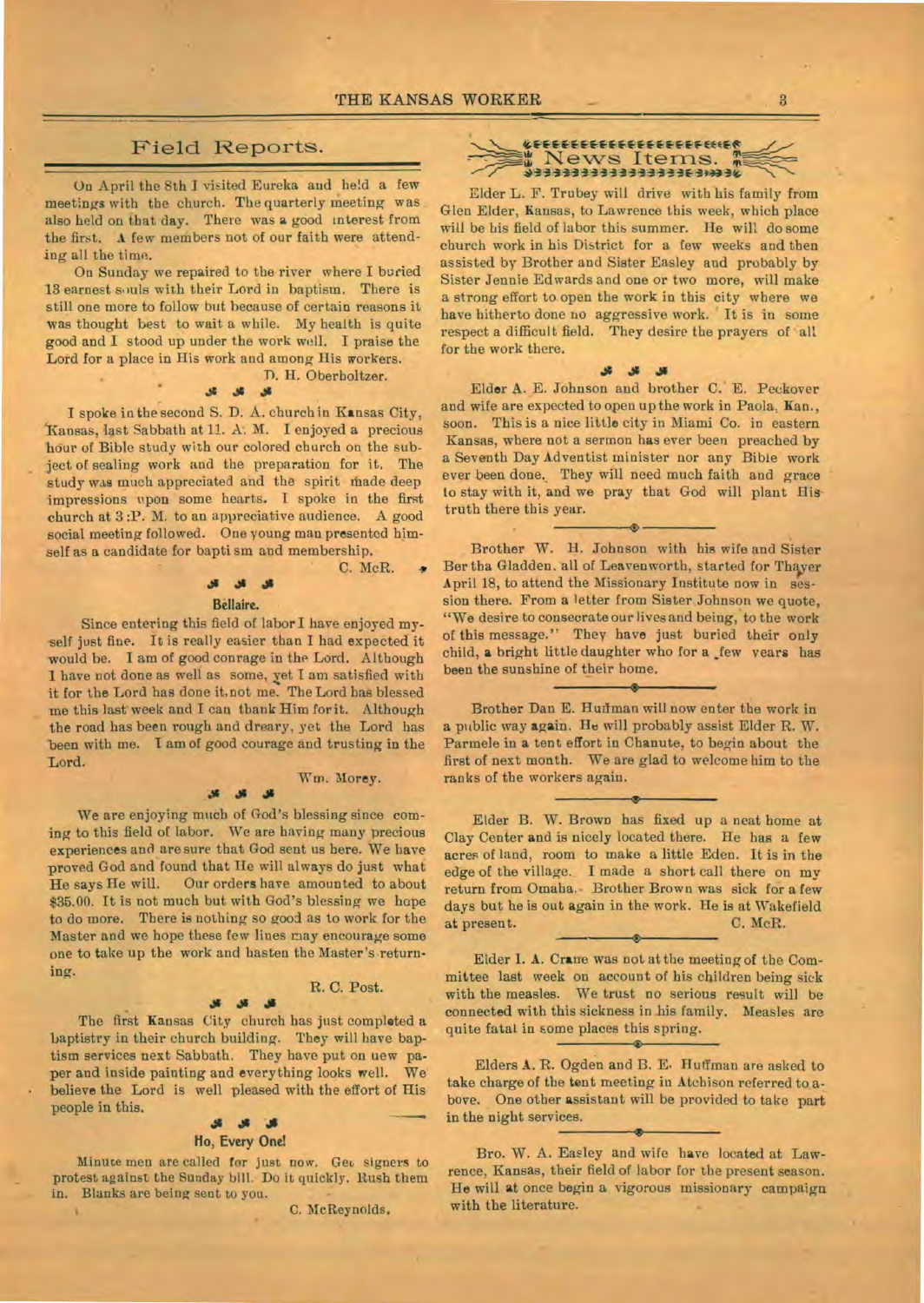## Field Reports.

On April the 8th I visited Eureka and held a few meetings with the church. The quarterly meeting was also held on that day. There was a good interest from the first. A few members not of our faith were attending all the time.

On Sunday we repaired to the river where I buried 13 earnest souls with their Lord in baptism. There is still one more to follow but because of certain reasons it was thought best to wait a while. My health is quite good and I stood up under the work well. I praise the Lord for a place in His work and among His workers.

D. H. Oberholtzer.

I spoke in the second S. D. A. church in Kansas City, Kansas, last Sabbath at 11. A. M. I enjoyed a precious hour of Bible study with our colored church on the subject of sealing work and the preparation for it. The study was much appreciated and the spirit made deep impressions upon some hearts. I spoke in the first church at 3 :P. M. to an appreciative audience. A good social meeting followed. One young man presented himself as a candidate for baptism and membership.

C. McR.

### Bellaire.

Since entering this field of labor I have enjoyed myself just fine. It is really easier than I had expected it would be. I am of good courage in the Lord. Although I have not done as well as some, yet I am satisfied with it for the Lord has done it, not me. The Lord has blessed me this last week and I can thank Him for it. Although the road has been rough and dreary, yet the Lord has been with me. I am of good courage and trusting in the Lord.

Wm. Morey.

We are enjoying much of God's blessing since coming to this field of labor. We are having many precious experiences and are sure that God sent us here. We have proved God and found that He will always do just what He says He will. Our orders have amounted to about $35.00. It is not much but with God's blessing we hope to do more. There is nothing so good as to work for the Master and we hope these few lines may encourage some one to take up the work and hasten the Master's returning.

R. C. Post.

The first Kansas City church has just completed a baptistry in their church building. They will have baptism services next Sabbath. They have put on new paper and inside painting and everything looks well. We believe the Lord is well pleased with the effort of His people in this.

### Ho, Every One!

Minute men are called for just now. Get signers to protest against the Sunday bill. Do it quickly. Rush them in. Blanks are being sent to you.

C. McReynolds.

## News Items.

Elder L. F. Trubey will drive with his family from Glen Elder, Kansas, to Lawrence this week, which place will be his field of labor this summer. He will do some church work in his District for a few weeks and then assisted by Brother and Sister Easley and probably by Sister Jennie Edwards and one or two more, will make a strong effort to open the work in this city where we have hitherto done no aggressive work. It is in some respect a difficult field. They desire the prayers of all for the work there.

Elder A. E. Johnson and brother C. E. Peckover and wife are expected to open up the work in Paola, Kan., soon. This is a nice little city in Miami Co. in eastern Kansas, where not a sermon has ever been preached by a Seventh Day Adventist minister nor any Bible work ever been done. They will need much faith and grace to stay with it, and we pray that God will plant His truth there this year.

Brother W. H. Johnson with his wife and Sister Bertha Gladden. all of Leavenworth, started for Thayer April 18, to attend the Missionary Institute now in session there. From a letter from Sister Johnson we quote, "We desire to consecrate our lives and being, to the work of this message." They have just buried their only child, a bright little daughter who for a few years has been the sunshine of their home.

Brother Dan E. Huffman will now enter the work in a public way again. He will probably assist Elder R. W. Parmele in a tent effort in Chanute, to begin about the first of next month. We are glad to welcome him to the ranks of the workers again.

Elder B. W. Brown has fixed up a neat home at Clay Center and is nicely located there. He has a few acres of land, room to make a little Eden. It is in the edge of the village. I made a short call there on my return from Omaha. Brother Brown was sick for a few days but he is out again in the work. He is at Wakefield at present.

C. McR.

Elder I. A. Crane was not at the meeting of the Committee last week on account of his children being sick with the measles. We trust no serious result will be connected with this sickness in his family. Measles are quite fatal in some places this spring.

Elders A. R. Ogden and B. E. Huffman are asked to take charge of the tent meeting in Atchison referred to above. One other assistant will be provided to take part in the night services.

Bro. W. A. Easley and wife have located at Lawrence, Kansas, their field of labor for the present season. He will at once begin a vigorous missionary campaign with the literature.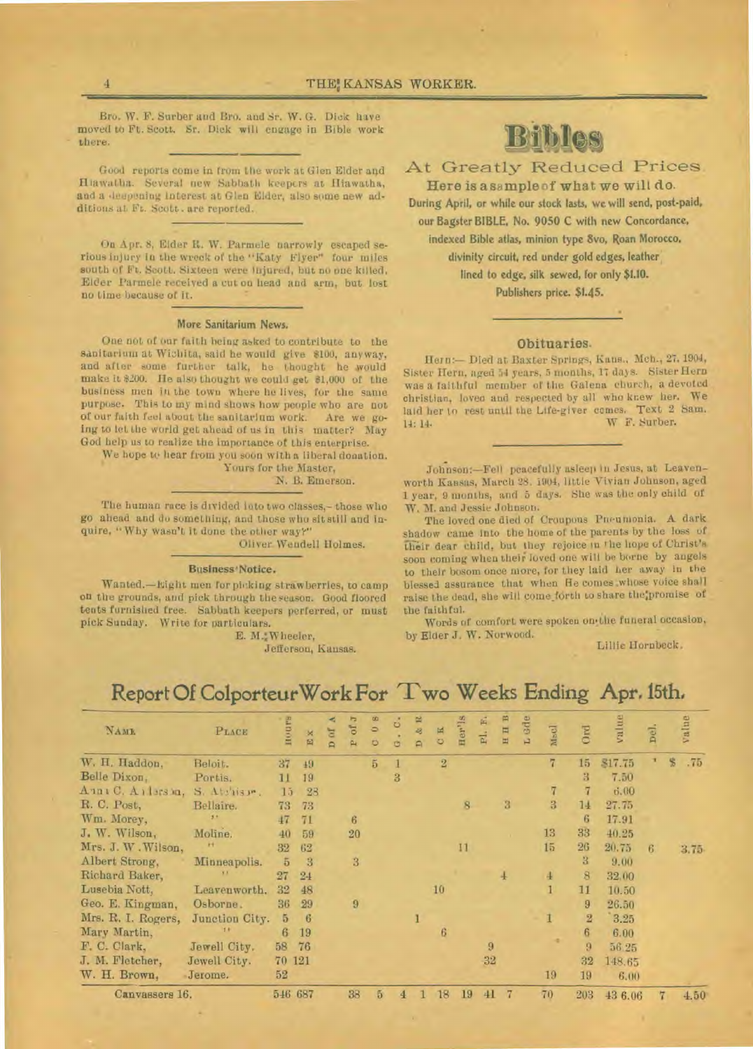Bro. W. F. Surber and Bro. and Sr. W. G. Dick have moved to Ft. Scott. Sr. Dick will engage in Bible work there.

Good reports come in from the work at Glen Elder and Hiawatha. Several new Sabbath keepers at Hiawatha, and a deepening interest at Glen Elder, also some new additions at Ft. Scott. are reported.

On Apr. 8, Elder R. W. Parmele narrowly escaped serious injury in the wreck of the "Katy Flyer" four miles south of Ft. Scott. Sixteen were injured, but no one killed. Elder Parmele received a cut on head and arm, but lost no time because of it.

### More Sanitarium News.

One not of our faith being asked to contribute to the sanitarium at Wichita, said he would give $100, anyway, and after some further talk, he thought he would make it $200. He also thought we could get $1,000 of the business men in the town where he lives, for the same purpose. This to my mind shows how people who are not of our faith feel about the sanitarium work. Are we going to let the world get ahead of us in this matter? May God help us to realize the importance of this enterprise.

We hope to hear from you soon with a liberal donation.

Yours for the Master,
N. B. Emerson.

The human race is divided into two classes,– those who go ahead and do something, and those who sit still and inquire, "Why wasn't it done the other way?"

Oliver Wendell Holmes.

### Business Notice.

Wanted.—Eight men for picking strawberries, to camp on the grounds, and pick through the season. Good floored tents furnished free. Sabbath keepers perferred, or must pick Sunday. Write for particulars.

E. M. Wheeler,
Jefferson, Kansas.

## Bibles

### At Greatly Reduced Prices.

**Here is a sample of what we will do.**

**During April, or while our stock lasts, we will send, post-paid, our Bagster BIBLE, No. 9050 C with new Concordance, indexed Bible atlas, minion type 8vo, Roan Morocco, divinity circuit, red under gold edges, leather lined to edge, silk sewed, for only $1.10.**

**Publishers price. $1.45.**

### Obituaries.

Hern:— Died at Baxter Springs, Kans., Mch., 27. 1904, Sister Hern, aged 54 years, 5 months, 17 days. Sister Hern was a faithful member of the Galena church, a devoted christian, loved and respected by all who knew her. We laid her to rest until the Life-giver comes. Text 2 Sam. 14: 14.

W. F. Surber.

Johnson:—Fell peacefully asleep in Jesus, at Leavenworth Kansas, March 28. 1904, little Vivian Johnson, aged 1 year, 9 months, and 5 days. She was the only child of W. M. and Jessie Johnson.

The loved one died of Croupous Pneumonia. A dark shadow came into the home of the parents by the loss of their dear child, but they rejoice in the hope of Christ's soon coming when their loved one will be borne by angels to their bosom once more, for they laid her away in the blessed assurance that when He comes whose voice shall raise the dead, she will come forth to share the promise of the faithful.

Words of comfort were spoken on the funeral occasion, by Elder J. W. Norwood.

Lillie Hornbeck.

## Report Of Colporteur Work For Two Weeks Ending Apr. 15th.

| Name | Place | Hours | Ex | D of A | P of P | C O S | G. C. | D & R | C K | Her'ls | Pl. F. | H H B | L Gde | Mscl | Ord | Value | Del. | Value |
|---|---|---|---|---|---|---|---|---|---|---|---|---|---|---|---|---|---|---|
| W. H. Haddon, | Beloit. | 37 | 49 | | | 5 | 1 | | 2 | | | | | 7 | 15 | $17.75 | ' | $ .75 |
| Belle Dixon, | Portis. | 11 | 19 | | | | 3 | | | | | | | | 3 | 7.50 | | |
| Anna C. Anderson, | S. Atchison. | 15 | 28 | | | | | | | | | | | 7 | 7 | 6.00 | | |
| R. C. Post, | Bellaire. | 73 | 73 | | | | | | | 8 | | 3 | | 3 | 14 | 27.75 | | |
| Wm. Morey, | " | 47 | 71 | | 6 | | | | | | | | | | 6 | 17.91 | | |
| J. W. Wilson, | Moline. | 40 | 59 | | 20 | | | | | | | | | 13 | 33 | 40.25 | | |
| Mrs. J. W. Wilson, | " | 32 | 62 | | | | | | | 11 | | | | 15 | 26 | 20.75 | 6 | 3.75 |
| Albert Strong, | Minneapolis. | 5 | 3 | | 3 | | | | | | | | | | 3 | 9.00 | | |
| Richard Baker, | " | 27 | 24 | | | | | | | | | 4 | | 4 | 8 | 32.00 | | |
| Lusebia Nott, | Leavenworth. | 32 | 48 | | | | | | 10 | | | | | 1 | 11 | 10.50 | | |
| Geo. E. Kingman, | Osborne. | 36 | 29 | | 9 | | | | | | | | | | 9 | 26.50 | | |
| Mrs. R. I. Rogers, | Junction City. | 5 | 6 | | | | | 1 | | | | | | 1 | 2 | 3.25 | | |
| Mary Martin, | " | 6 | 19 | | | | | | 6 | | | | | | 6 | 6.00 | | |
| F. C. Clark, | Jewell City. | 58 | 76 | | | | | | | | 9 | | | | 9 | 56.25 | | |
| J. M. Fletcher, | Jewell City. | 70 | 121 | | | | | | | | 32 | | | | 32 | 148.65 | | |
| W. H. Brown, | Jerome. | 52 | | | | | | | | | | | | 19 | 19 | 6.00 | | |
| Canvassers 16. | | 546 | 687 | | 38 | 5 | 4 | 1 | 18 | 19 | 41 | 7 | | 70 | 203 | 436.06 | 7 | 4.50 |